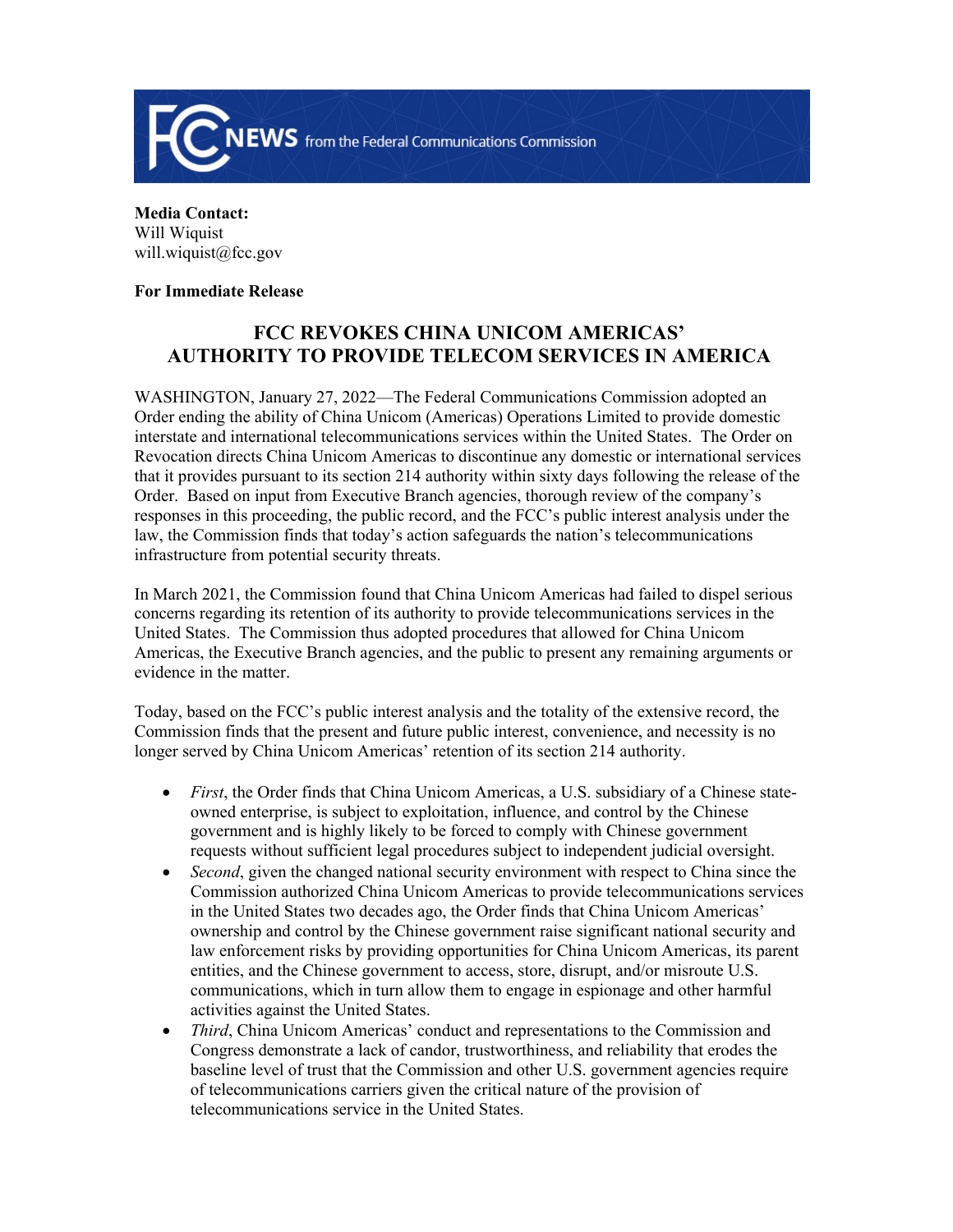**FCC NEWS** from the Federal Communications Commission

**Media Contact:**
Will Wiquist
will.wiquist@fcc.gov

**For Immediate Release**

# FCC REVOKES CHINA UNICOM AMERICAS' AUTHORITY TO PROVIDE TELECOM SERVICES IN AMERICA

WASHINGTON, January 27, 2022—The Federal Communications Commission adopted an Order ending the ability of China Unicom (Americas) Operations Limited to provide domestic interstate and international telecommunications services within the United States. The Order on Revocation directs China Unicom Americas to discontinue any domestic or international services that it provides pursuant to its section 214 authority within sixty days following the release of the Order. Based on input from Executive Branch agencies, thorough review of the company's responses in this proceeding, the public record, and the FCC's public interest analysis under the law, the Commission finds that today's action safeguards the nation's telecommunications infrastructure from potential security threats.

In March 2021, the Commission found that China Unicom Americas had failed to dispel serious concerns regarding its retention of its authority to provide telecommunications services in the United States. The Commission thus adopted procedures that allowed for China Unicom Americas, the Executive Branch agencies, and the public to present any remaining arguments or evidence in the matter.

Today, based on the FCC's public interest analysis and the totality of the extensive record, the Commission finds that the present and future public interest, convenience, and necessity is no longer served by China Unicom Americas' retention of its section 214 authority.

- *First*, the Order finds that China Unicom Americas, a U.S. subsidiary of a Chinese state-owned enterprise, is subject to exploitation, influence, and control by the Chinese government and is highly likely to be forced to comply with Chinese government requests without sufficient legal procedures subject to independent judicial oversight.
- *Second*, given the changed national security environment with respect to China since the Commission authorized China Unicom Americas to provide telecommunications services in the United States two decades ago, the Order finds that China Unicom Americas' ownership and control by the Chinese government raise significant national security and law enforcement risks by providing opportunities for China Unicom Americas, its parent entities, and the Chinese government to access, store, disrupt, and/or misroute U.S. communications, which in turn allow them to engage in espionage and other harmful activities against the United States.
- *Third*, China Unicom Americas' conduct and representations to the Commission and Congress demonstrate a lack of candor, trustworthiness, and reliability that erodes the baseline level of trust that the Commission and other U.S. government agencies require of telecommunications carriers given the critical nature of the provision of telecommunications service in the United States.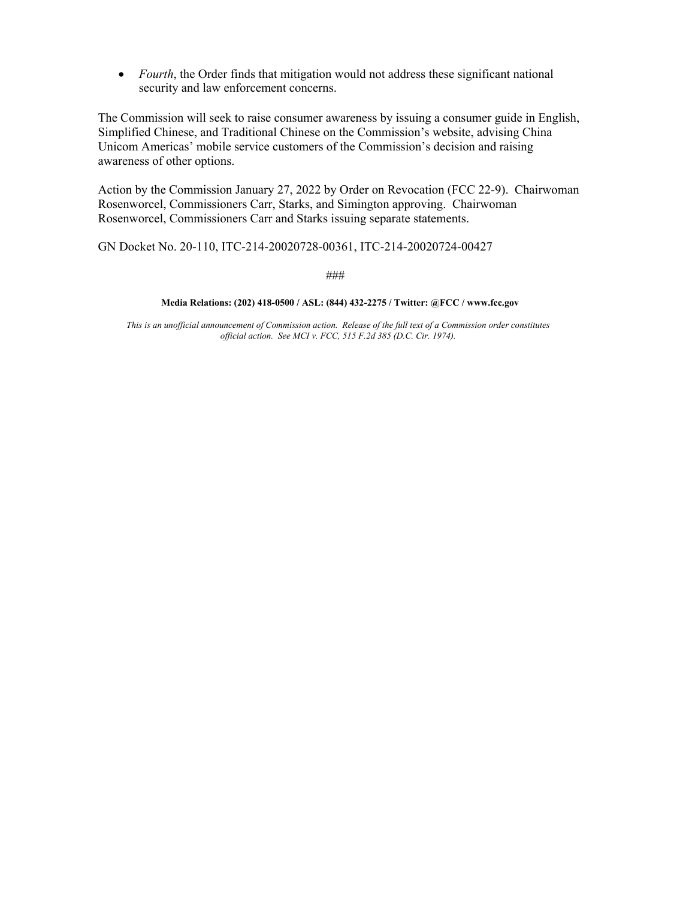- *Fourth*, the Order finds that mitigation would not address these significant national security and law enforcement concerns.

The Commission will seek to raise consumer awareness by issuing a consumer guide in English, Simplified Chinese, and Traditional Chinese on the Commission's website, advising China Unicom Americas' mobile service customers of the Commission's decision and raising awareness of other options.

Action by the Commission January 27, 2022 by Order on Revocation (FCC 22-9). Chairwoman Rosenworcel, Commissioners Carr, Starks, and Simington approving. Chairwoman Rosenworcel, Commissioners Carr and Starks issuing separate statements.

GN Docket No. 20-110, ITC-214-20020728-00361, ITC-214-20020724-00427

###

**Media Relations: (202) 418-0500 / ASL: (844) 432-2275 / Twitter: @FCC / www.fcc.gov**

*This is an unofficial announcement of Commission action. Release of the full text of a Commission order constitutes official action. See MCI v. FCC, 515 F.2d 385 (D.C. Cir. 1974).*